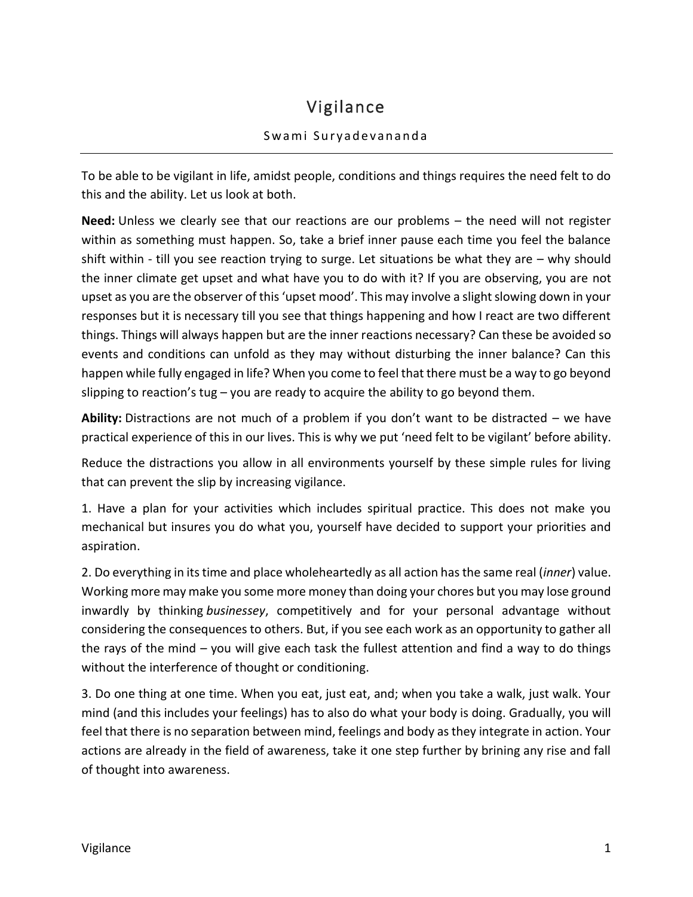# Vigilance

Swami Suryadevananda

---

To be able to be vigilant in life, amidst people, conditions and things requires the need felt to do this and the ability. Let us look at both.

**Need:** Unless we clearly see that our reactions are our problems – the need will not register within as something must happen. So, take a brief inner pause each time you feel the balance shift within - till you see reaction trying to surge. Let situations be what they are – why should the inner climate get upset and what have you to do with it? If you are observing, you are not upset as you are the observer of this 'upset mood'. This may involve a slight slowing down in your responses but it is necessary till you see that things happening and how I react are two different things. Things will always happen but are the inner reactions necessary? Can these be avoided so events and conditions can unfold as they may without disturbing the inner balance? Can this happen while fully engaged in life? When you come to feel that there must be a way to go beyond slipping to reaction's tug – you are ready to acquire the ability to go beyond them.

**Ability:** Distractions are not much of a problem if you don't want to be distracted – we have practical experience of this in our lives. This is why we put 'need felt to be vigilant' before ability.

Reduce the distractions you allow in all environments yourself by these simple rules for living that can prevent the slip by increasing vigilance.

1. Have a plan for your activities which includes spiritual practice. This does not make you mechanical but insures you do what you, yourself have decided to support your priorities and aspiration.

2. Do everything in its time and place wholeheartedly as all action has the same real (*inner*) value. Working more may make you some more money than doing your chores but you may lose ground inwardly by thinking *businessey*, competitively and for your personal advantage without considering the consequences to others. But, if you see each work as an opportunity to gather all the rays of the mind – you will give each task the fullest attention and find a way to do things without the interference of thought or conditioning.

3. Do one thing at one time. When you eat, just eat, and; when you take a walk, just walk. Your mind (and this includes your feelings) has to also do what your body is doing. Gradually, you will feel that there is no separation between mind, feelings and body as they integrate in action. Your actions are already in the field of awareness, take it one step further by brining any rise and fall of thought into awareness.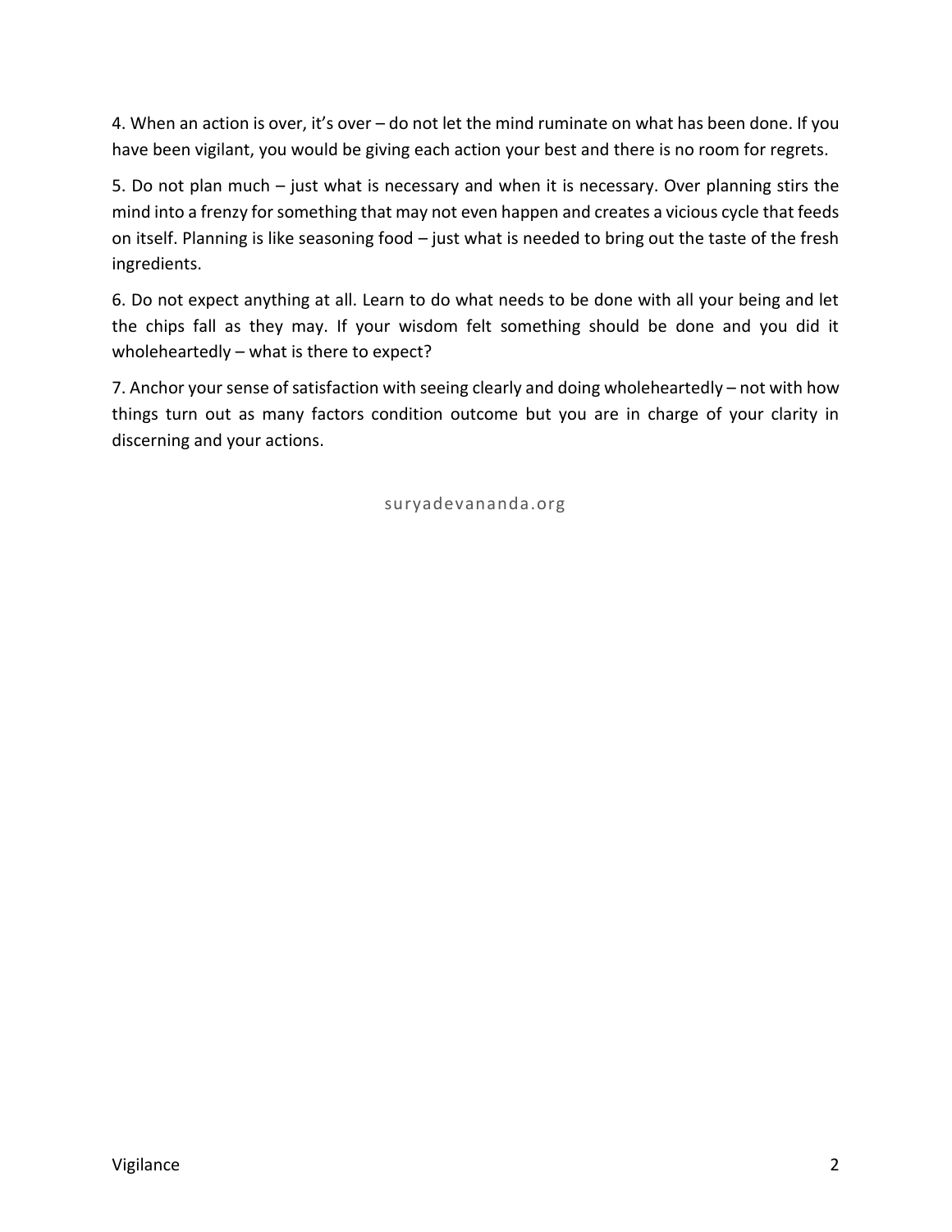4. When an action is over, it's over – do not let the mind ruminate on what has been done. If you have been vigilant, you would be giving each action your best and there is no room for regrets.

5. Do not plan much – just what is necessary and when it is necessary. Over planning stirs the mind into a frenzy for something that may not even happen and creates a vicious cycle that feeds on itself. Planning is like seasoning food – just what is needed to bring out the taste of the fresh ingredients.

6. Do not expect anything at all. Learn to do what needs to be done with all your being and let the chips fall as they may. If your wisdom felt something should be done and you did it wholeheartedly – what is there to expect?

7. Anchor your sense of satisfaction with seeing clearly and doing wholeheartedly – not with how things turn out as many factors condition outcome but you are in charge of your clarity in discerning and your actions.

suryadevananda.org